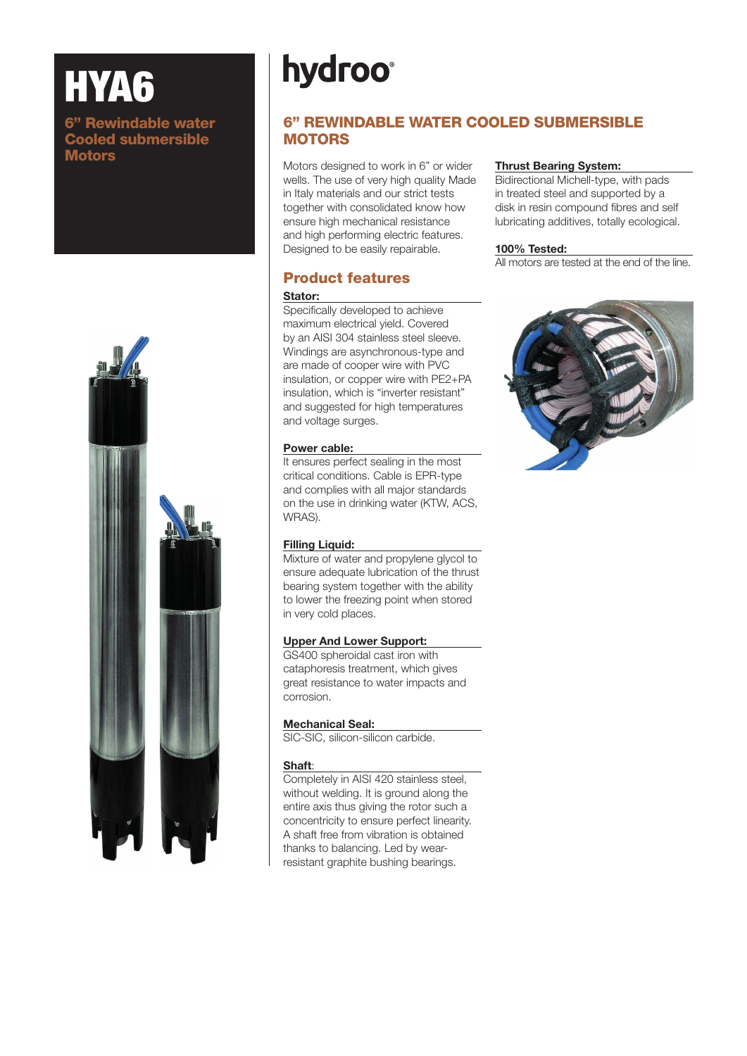# HYA6

**6" Rewindable water Cooled submersible Motors**

# hydroo®

## 6" REWINDABLE WATER COOLED SUBMERSIBLE MOTORS

Motors designed to work in 6" or wider wells. The use of very high quality Made in Italy materials and our strict tests together with consolidated know how ensure high mechanical resistance and high performing electric features. Designed to be easily repairable.

## Product features

**Stator:**

Specifically developed to achieve maximum electrical yield. Covered by an AISI 304 stainless steel sleeve. Windings are asynchronous-type and are made of cooper wire with PVC insulation, or copper wire with PE2+PA insulation, which is "inverter resistant" and suggested for high temperatures and voltage surges.

**Power cable:**

It ensures perfect sealing in the most critical conditions. Cable is EPR-type and complies with all major standards on the use in drinking water (KTW, ACS, WRAS).

**Filling Liquid:**

Mixture of water and propylene glycol to ensure adequate lubrication of the thrust bearing system together with the ability to lower the freezing point when stored in very cold places.

**Upper And Lower Support:**

GS400 spheroidal cast iron with cataphoresis treatment, which gives great resistance to water impacts and corrosion.

**Mechanical Seal:**

SIC-SIC, silicon-silicon carbide.

**Shaft**:

Completely in AISI 420 stainless steel, without welding. It is ground along the entire axis thus giving the rotor such a concentricity to ensure perfect linearity. A shaft free from vibration is obtained thanks to balancing. Led by wear-resistant graphite bushing bearings.

**Thrust Bearing System:**

Bidirectional Michell-type, with pads in treated steel and supported by a disk in resin compound fibres and self lubricating additives, totally ecological.

**100% Tested:**

All motors are tested at the end of the line.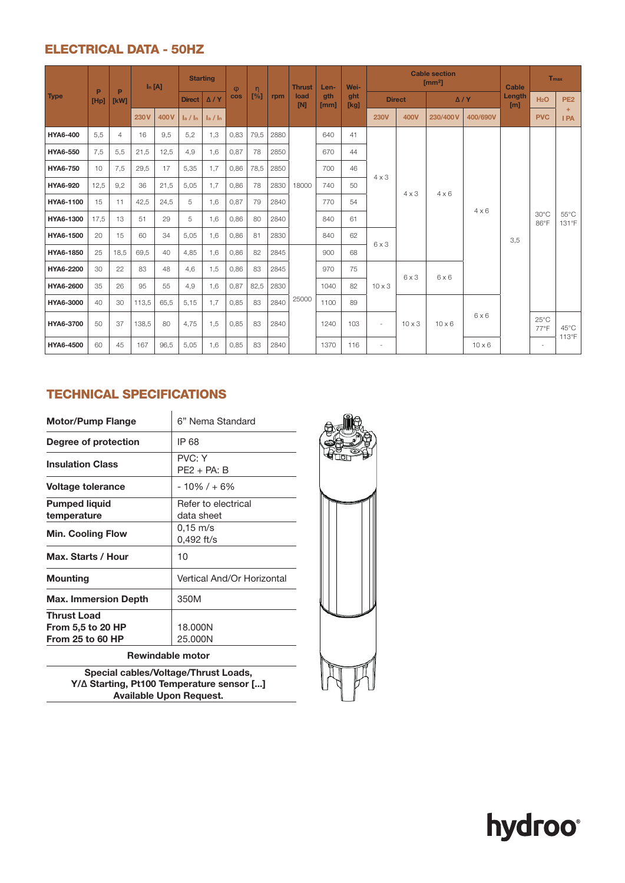## ELECTRICAL DATA - 50HZ

| Type | P [Hp] | P [kW] | $I_n$ [A] | | Starting | | φ cos | η [%] | rpm | Thrust load [N] | Length [mm] | Weight [kg] | Cable section [mm²] | | | | Cable Length [m] | $T_{max}$ | |
|---|---|---|---|---|---|---|---|---|---|---|---|---|---|---|---|---|---|---|---|
| | | | | | Direct | Δ / Y | | | | | | | Direct | | Δ / Y | | | $H_2O$ | PE2 + I PA |
| | | | 230V | 400V | $I_a / I_n$ | $I_a / I_n$ | | | | | | | 230V | 400V | 230/400V | 400/690V | | PVC | |
| HYA6-400 | 5,5 | 4 | 16 | 9,5 | 5,2 | 1,3 | 0,83 | 79,5 | 2880 | 18000 | 640 | 41 | 4 x 3 | 4 x 3 | 4 x 6 | 4 x 6 | 3,5 | 30°C 86°F | 55°C 131°F |
| HYA6-550 | 7,5 | 5,5 | 21,5 | 12,5 | 4,9 | 1,6 | 0,87 | 78 | 2850 | 18000 | 670 | 44 | 4 x 3 | 4 x 3 | 4 x 6 | 4 x 6 | 3,5 | 30°C 86°F | 55°C 131°F |
| HYA6-750 | 10 | 7,5 | 29,5 | 17 | 5,35 | 1,7 | 0,86 | 78,5 | 2850 | 18000 | 700 | 46 | 4 x 3 | 4 x 3 | 4 x 6 | 4 x 6 | 3,5 | 30°C 86°F | 55°C 131°F |
| HYA6-920 | 12,5 | 9,2 | 36 | 21,5 | 5,05 | 1,7 | 0,86 | 78 | 2830 | 18000 | 740 | 50 | 4 x 3 | 4 x 3 | 4 x 6 | 4 x 6 | 3,5 | 30°C 86°F | 55°C 131°F |
| HYA6-1100 | 15 | 11 | 42,5 | 24,5 | 5 | 1,6 | 0,87 | 79 | 2840 | 18000 | 770 | 54 | 4 x 3 | 4 x 3 | 4 x 6 | 4 x 6 | 3,5 | 30°C 86°F | 55°C 131°F |
| HYA6-1300 | 17,5 | 13 | 51 | 29 | 5 | 1,6 | 0,86 | 80 | 2840 | 18000 | 840 | 61 | 4 x 3 | 4 x 3 | 4 x 6 | 4 x 6 | 3,5 | 30°C 86°F | 55°C 131°F |
| HYA6-1500 | 20 | 15 | 60 | 34 | 5,05 | 1,6 | 0,86 | 81 | 2830 | 18000 | 840 | 62 | 6 x 3 | 4 x 3 | 4 x 6 | 4 x 6 | 3,5 | 30°C 86°F | 55°C 131°F |
| HYA6-1850 | 25 | 18,5 | 69,5 | 40 | 4,85 | 1,6 | 0,86 | 82 | 2845 | 25000 | 900 | 68 | 6 x 3 | 4 x 3 | 4 x 6 | 4 x 6 | 3,5 | 30°C 86°F | 55°C 131°F |
| HYA6-2200 | 30 | 22 | 83 | 48 | 4,6 | 1,5 | 0,86 | 83 | 2845 | 25000 | 970 | 75 | 10 x 3 | 6 x 3 | 6 x 6 | 4 x 6 | 3,5 | 30°C 86°F | 55°C 131°F |
| HYA6-2600 | 35 | 26 | 95 | 55 | 4,9 | 1,6 | 0,87 | 82,5 | 2830 | 25000 | 1040 | 82 | 10 x 3 | 6 x 3 | 6 x 6 | 4 x 6 | 3,5 | 30°C 86°F | 55°C 131°F |
| HYA6-3000 | 40 | 30 | 113,5 | 65,5 | 5,15 | 1,7 | 0,85 | 83 | 2840 | 25000 | 1100 | 89 | 10 x 3 | 10 x 3 | 10 x 6 | 6 x 6 | 3,5 | 30°C 86°F | 55°C 131°F |
| HYA6-3700 | 50 | 37 | 138,5 | 80 | 4,75 | 1,5 | 0,85 | 83 | 2840 | 25000 | 1240 | 103 | - | 10 x 3 | 10 x 6 | 6 x 6 | 3,5 | 25°C 77°F | 45°C 113°F |
| HYA6-4500 | 60 | 45 | 167 | 96,5 | 5,05 | 1,6 | 0,85 | 83 | 2840 | 25000 | 1370 | 116 | - | 10 x 3 | 10 x 6 | 10 x 6 | 3,5 | - | 45°C 113°F |

## TECHNICAL SPECIFICATIONS

| | |
|---|---|
| **Motor/Pump Flange** | 6" Nema Standard |
| **Degree of protection** | IP 68 |
| **Insulation Class** | PVC: Y<br>PE2 + PA: B |
| **Voltage tolerance** | - 10% / + 6% |
| **Pumped liquid temperature** | Refer to electrical data sheet |
| **Min. Cooling Flow** | 0,15 m/s<br>0,492 ft/s |
| **Max. Starts / Hour** | 10 |
| **Mounting** | Vertical And/Or Horizontal |
| **Max. Immersion Depth** | 350M |
| **Thrust Load**<br>**From 5,5 to 20 HP**<br>**From 25 to 60 HP** | <br>18.000N<br>25.000N |

**Rewindable motor**

**Special cables/Voltage/Thrust Loads,**
**Y/Δ Starting, Pt100 Temperature sensor [...]**
**Available Upon Request.**

hydroo®